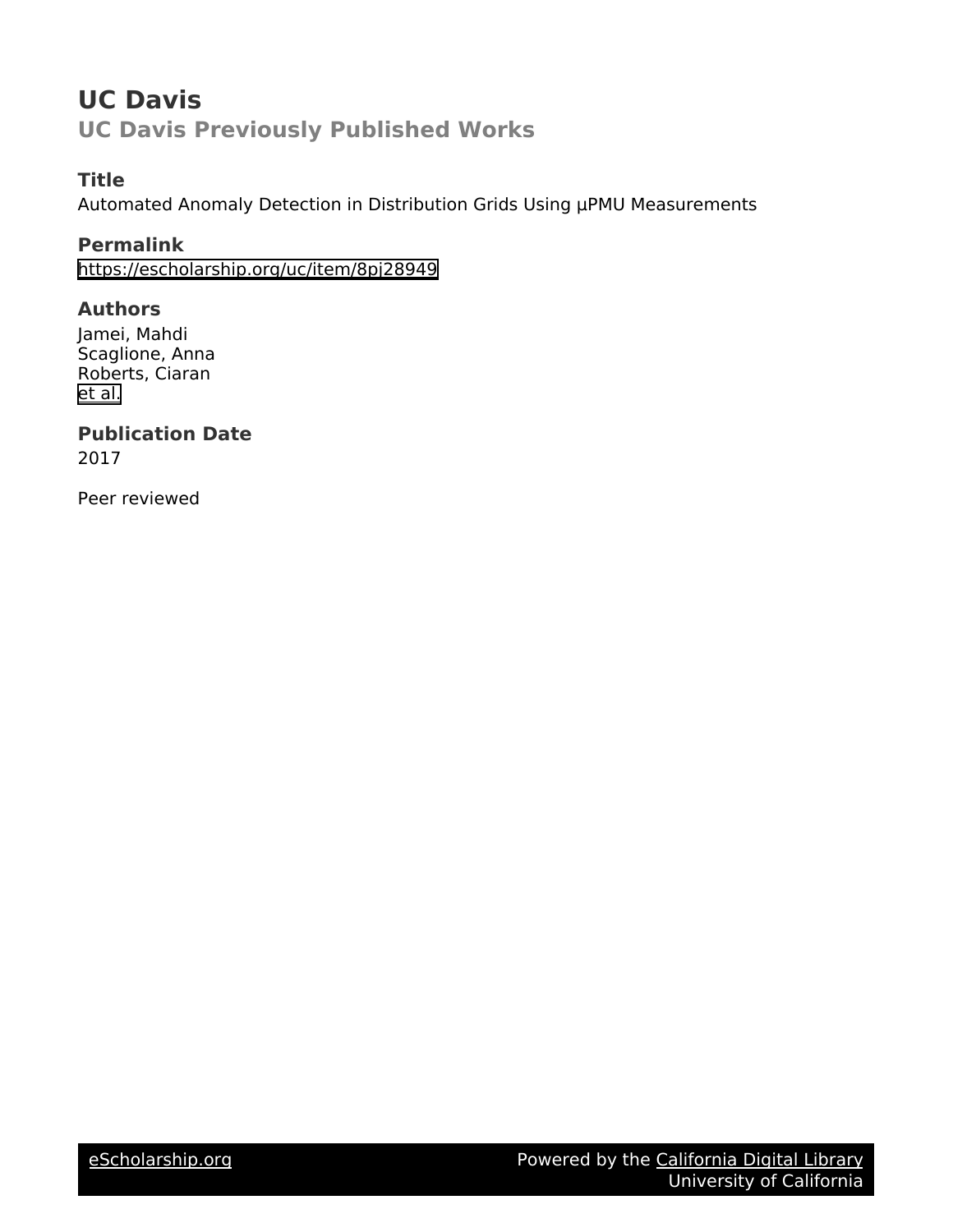# UC Davis

## UC Davis Previously Published Works

### Title

Automated Anomaly Detection in Distribution Grids Using µPMU Measurements

### Permalink

https://escholarship.org/uc/item/8pj28949

### Authors

Jamei, Mahdi
Scaglione, Anna
Roberts, Ciaran
et al.

### Publication Date

2017

Peer reviewed

eScholarship.org Powered by the California Digital Library
University of California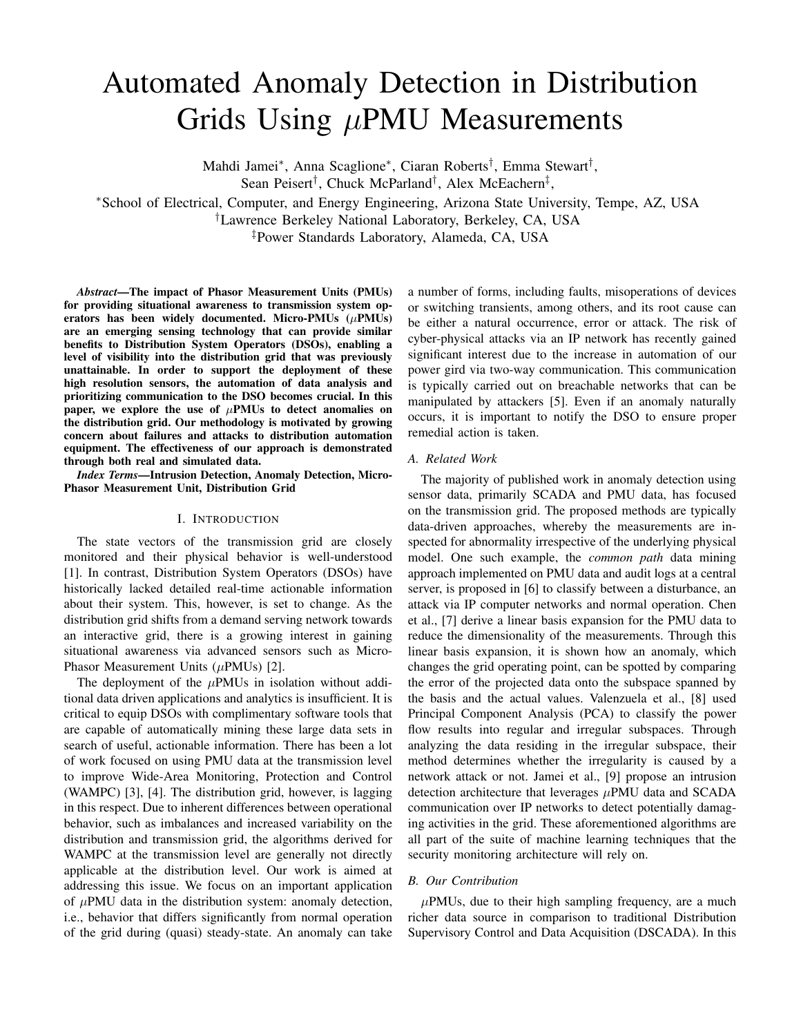# Automated Anomaly Detection in Distribution Grids Using $\mu$PMU Measurements

Mahdi Jamei*, Anna Scaglione*, Ciaran Roberts†, Emma Stewart†,
Sean Peisert†, Chuck McParland†, Alex McEachern‡,

*School of Electrical, Computer, and Energy Engineering, Arizona State University, Tempe, AZ, USA
†Lawrence Berkeley National Laboratory, Berkeley, CA, USA
‡Power Standards Laboratory, Alameda, CA, USA

***Abstract*—The impact of Phasor Measurement Units (PMUs) for providing situational awareness to transmission system operators has been widely documented. Micro-PMUs ($\mu$PMUs) are an emerging sensing technology that can provide similar benefits to Distribution System Operators (DSOs), enabling a level of visibility into the distribution grid that was previously unattainable. In order to support the deployment of these high resolution sensors, the automation of data analysis and prioritizing communication to the DSO becomes crucial. In this paper, we explore the use of $\mu$PMUs to detect anomalies on the distribution grid. Our methodology is motivated by growing concern about failures and attacks to distribution automation equipment. The effectiveness of our approach is demonstrated through both real and simulated data.**

***Index Terms*—Intrusion Detection, Anomaly Detection, Micro-Phasor Measurement Unit, Distribution Grid**

## I. Introduction

The state vectors of the transmission grid are closely monitored and their physical behavior is well-understood [1]. In contrast, Distribution System Operators (DSOs) have historically lacked detailed real-time actionable information about their system. This, however, is set to change. As the distribution grid shifts from a demand serving network towards an interactive grid, there is a growing interest in gaining situational awareness via advanced sensors such as Micro-Phasor Measurement Units ($\mu$PMUs) [2].

The deployment of the $\mu$PMUs in isolation without additional data driven applications and analytics is insufficient. It is critical to equip DSOs with complimentary software tools that are capable of automatically mining these large data sets in search of useful, actionable information. There has been a lot of work focused on using PMU data at the transmission level to improve Wide-Area Monitoring, Protection and Control (WAMPC) [3], [4]. The distribution grid, however, is lagging in this respect. Due to inherent differences between operational behavior, such as imbalances and increased variability on the distribution and transmission grid, the algorithms derived for WAMPC at the transmission level are generally not directly applicable at the distribution level. Our work is aimed at addressing this issue. We focus on an important application of $\mu$PMU data in the distribution system: anomaly detection, i.e., behavior that differs significantly from normal operation of the grid during (quasi) steady-state. An anomaly can take a number of forms, including faults, misoperations of devices or switching transients, among others, and its root cause can be either a natural occurrence, error or attack. The risk of cyber-physical attacks via an IP network has recently gained significant interest due to the increase in automation of our power gird via two-way communication. This communication is typically carried out on breachable networks that can be manipulated by attackers [5]. Even if an anomaly naturally occurs, it is important to notify the DSO to ensure proper remedial action is taken.

### A. Related Work

The majority of published work in anomaly detection using sensor data, primarily SCADA and PMU data, has focused on the transmission grid. The proposed methods are typically data-driven approaches, whereby the measurements are inspected for abnormality irrespective of the underlying physical model. One such example, the *common path* data mining approach implemented on PMU data and audit logs at a central server, is proposed in [6] to classify between a disturbance, an attack via IP computer networks and normal operation. Chen et al., [7] derive a linear basis expansion for the PMU data to reduce the dimensionality of the measurements. Through this linear basis expansion, it is shown how an anomaly, which changes the grid operating point, can be spotted by comparing the error of the projected data onto the subspace spanned by the basis and the actual values. Valenzuela et al., [8] used Principal Component Analysis (PCA) to classify the power flow results into regular and irregular subspaces. Through analyzing the data residing in the irregular subspace, their method determines whether the irregularity is caused by a network attack or not. Jamei et al., [9] propose an intrusion detection architecture that leverages $\mu$PMU data and SCADA communication over IP networks to detect potentially damaging activities in the grid. These aforementioned algorithms are all part of the suite of machine learning techniques that the security monitoring architecture will rely on.

### B. Our Contribution

$\mu$PMUs, due to their high sampling frequency, are a much richer data source in comparison to traditional Distribution Supervisory Control and Data Acquisition (DSCADA). In this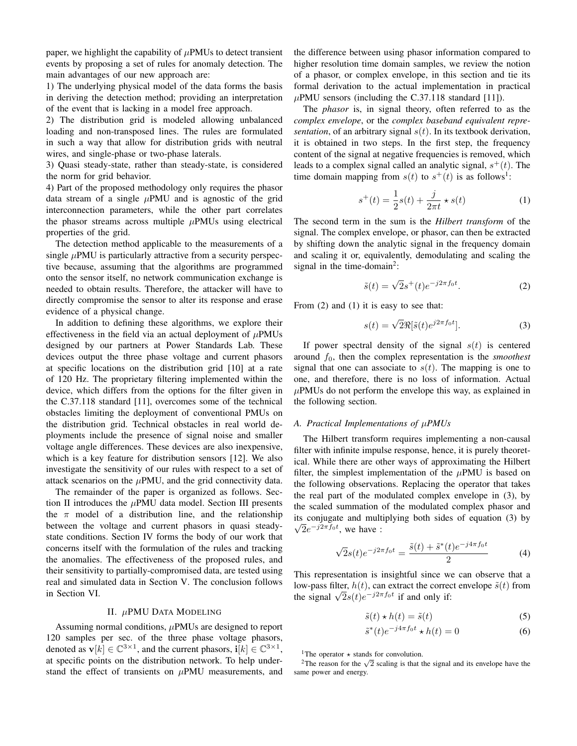paper, we highlight the capability of $\mu$PMUs to detect transient events by proposing a set of rules for anomaly detection. The main advantages of our new approach are:

1) The underlying physical model of the data forms the basis in deriving the detection method; providing an interpretation of the event that is lacking in a model free approach.

2) The distribution grid is modeled allowing unbalanced loading and non-transposed lines. The rules are formulated in such a way that allow for distribution grids with neutral wires, and single-phase or two-phase laterals.

3) Quasi steady-state, rather than steady-state, is considered the norm for grid behavior.

4) Part of the proposed methodology only requires the phasor data stream of a single $\mu$PMU and is agnostic of the grid interconnection parameters, while the other part correlates the phasor streams across multiple $\mu$PMUs using electrical properties of the grid.

The detection method applicable to the measurements of a single $\mu$PMU is particularly attractive from a security perspective because, assuming that the algorithms are programmed onto the sensor itself, no network communication exchange is needed to obtain results. Therefore, the attacker will have to directly compromise the sensor to alter its response and erase evidence of a physical change.

In addition to defining these algorithms, we explore their effectiveness in the field via an actual deployment of $\mu$PMUs designed by our partners at Power Standards Lab. These devices output the three phase voltage and current phasors at specific locations on the distribution grid [10] at a rate of 120 Hz. The proprietary filtering implemented within the device, which differs from the options for the filter given in the C.37.118 standard [11], overcomes some of the technical obstacles limiting the deployment of conventional PMUs on the distribution grid. Technical obstacles in real world deployments include the presence of signal noise and smaller voltage angle differences. These devices are also inexpensive, which is a key feature for distribution sensors [12]. We also investigate the sensitivity of our rules with respect to a set of attack scenarios on the $\mu$PMU, and the grid connectivity data.

The remainder of the paper is organized as follows. Section II introduces the $\mu$PMU data model. Section III presents the $\pi$ model of a distribution line, and the relationship between the voltage and current phasors in quasi steady-state conditions. Section IV forms the body of our work that concerns itself with the formulation of the rules and tracking the anomalies. The effectiveness of the proposed rules, and their sensitivity to partially-compromised data, are tested using real and simulated data in Section V. The conclusion follows in Section VI.

## II. $\mu$PMU Data Modeling

Assuming normal conditions, $\mu$PMUs are designed to report 120 samples per sec. of the three phase voltage phasors, denoted as $\mathbf{v}[k] \in \mathbb{C}^{3\times 1}$, and the current phasors, $\mathbf{i}[k] \in \mathbb{C}^{3\times 1}$, at specific points on the distribution network. To help understand the effect of transients on $\mu$PMU measurements, and the difference between using phasor information compared to higher resolution time domain samples, we review the notion of a phasor, or complex envelope, in this section and tie its formal derivation to the actual implementation in practical $\mu$PMU sensors (including the C.37.118 standard [11]).

The *phasor* is, in signal theory, often referred to as the *complex envelope*, or the *complex baseband equivalent representation*, of an arbitrary signal $s(t)$. In its textbook derivation, it is obtained in two steps. In the first step, the frequency content of the signal at negative frequencies is removed, which leads to a complex signal called an analytic signal, $s^+(t)$. The time domain mapping from $s(t)$ to $s^+(t)$ is as follows[1]:

$$s^+(t) = \frac{1}{2}s(t) + \frac{j}{2\pi t} \star s(t) \tag{1}$$

The second term in the sum is the *Hilbert transform* of the signal. The complex envelope, or phasor, can then be extracted by shifting down the analytic signal in the frequency domain and scaling it or, equivalently, demodulating and scaling the signal in the time-domain[2]:

$$\tilde{s}(t) = \sqrt{2}s^+(t)e^{-j2\pi f_0 t}. \tag{2}$$

From (2) and (1) it is easy to see that:

$$s(t) = \sqrt{2}\Re[\tilde{s}(t)e^{j2\pi f_0 t}]. \tag{3}$$

If power spectral density of the signal $s(t)$ is centered around $f_0$, then the complex representation is the *smoothest* signal that one can associate to $s(t)$. The mapping is one to one, and therefore, there is no loss of information. Actual $\mu$PMUs do not perform the envelope this way, as explained in the following section.

### A. Practical Implementations of $\mu$PMUs

The Hilbert transform requires implementing a non-causal filter with infinite impulse response, hence, it is purely theoretical. While there are other ways of approximating the Hilbert filter, the simplest implementation of the $\mu$PMU is based on the following observations. Replacing the operator that takes the real part of the modulated complex envelope in (3), by the scaled summation of the modulated complex phasor and its conjugate and multiplying both sides of equation (3) by $\sqrt{2}e^{-j2\pi f_0 t}$, we have :

$$\sqrt{2}s(t)e^{-j2\pi f_0 t} = \frac{\tilde{s}(t) + \tilde{s}^*(t)e^{-j4\pi f_0 t}}{2} \tag{4}$$

This representation is insightful since we can observe that a low-pass filter, $h(t)$, can extract the correct envelope $\tilde{s}(t)$ from the signal $\sqrt{2}s(t)e^{-j2\pi f_0 t}$ if and only if:

$$\tilde{s}(t) \star h(t) = \tilde{s}(t) \tag{5}$$

$$\tilde{s}^*(t)e^{-j4\pi f_0 t} \star h(t) = 0 \tag{6}$$

[1] The operator $\star$ stands for convolution.

[2] The reason for the $\sqrt{2}$ scaling is that the signal and its envelope have the same power and energy.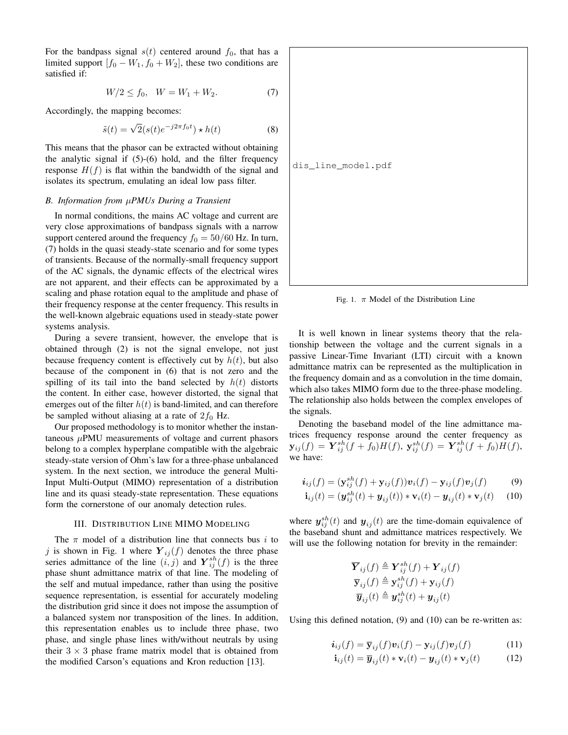For the bandpass signal $s(t)$ centered around $f_0$, that has a limited support $[f_0 - W_1, f_0 + W_2]$, these two conditions are satisfied if:

$$W/2 \leq f_0, \quad W = W_1 + W_2. \tag{7}$$

Accordingly, the mapping becomes:

$$\tilde{s}(t) = \sqrt{2}(s(t)e^{-j2\pi f_0 t}) \star h(t) \tag{8}$$

This means that the phasor can be extracted without obtaining the analytic signal if (5)-(6) hold, and the filter frequency response $H(f)$ is flat within the bandwidth of the signal and isolates its spectrum, emulating an ideal low pass filter.

### B. Information from $\mu$PMUs During a Transient

In normal conditions, the mains AC voltage and current are very close approximations of bandpass signals with a narrow support centered around the frequency $f_0 = 50/60$ Hz. In turn, (7) holds in the quasi steady-state scenario and for some types of transients. Because of the normally-small frequency support of the AC signals, the dynamic effects of the electrical wires are not apparent, and their effects can be approximated by a scaling and phase rotation equal to the amplitude and phase of their frequency response at the center frequency. This results in the well-known algebraic equations used in steady-state power systems analysis.

During a severe transient, however, the envelope that is obtained through (2) is not the signal envelope, not just because frequency content is effectively cut by $h(t)$, but also because of the component in (6) that is not zero and the spilling of its tail into the band selected by $h(t)$ distorts the content. In either case, however distorted, the signal that emerges out of the filter $h(t)$ is band-limited, and can therefore be sampled without aliasing at a rate of $2f_0$ Hz.

Our proposed methodology is to monitor whether the instantaneous $\mu$PMU measurements of voltage and current phasors belong to a complex hyperplane compatible with the algebraic steady-state version of Ohm's law for a three-phase unbalanced system. In the next section, we introduce the general Multi-Input Multi-Output (MIMO) representation of a distribution line and its quasi steady-state representation. These equations form the cornerstone of our anomaly detection rules.

## III. Distribution Line MIMO Modeling

The $\pi$ model of a distribution line that connects bus $i$ to $j$ is shown in Fig. 1 where $\boldsymbol{Y}_{ij}(f)$ denotes the three phase series admittance of the line $(i, j)$ and $\boldsymbol{Y}_{ij}^{sh}(f)$ is the three phase shunt admittance matrix of that line. The modeling of the self and mutual impedance, rather than using the positive sequence representation, is essential for accurately modeling the distribution grid since it does not impose the assumption of a balanced system nor transposition of the lines. In addition, this representation enables us to include three phase, two phase, and single phase lines with/without neutrals by using their $3 \times 3$ phase frame matrix model that is obtained from the modified Carson's equations and Kron reduction [13].

dis_line_model.pdf

Fig. 1. $\pi$ Model of the Distribution Line

It is well known in linear systems theory that the relationship between the voltage and the current signals in a passive Linear-Time Invariant (LTI) circuit with a known admittance matrix can be represented as the multiplication in the frequency domain and as a convolution in the time domain, which also takes MIMO form due to the three-phase modeling. The relationship also holds between the complex envelopes of the signals.

Denoting the baseband model of the line admittance matrices frequency response around the center frequency as $\mathbf{y}_{ij}(f) = \boldsymbol{Y}_{ij}^{sh}(f + f_0)H(f)$, $\mathbf{y}_{ij}^{sh}(f) = \boldsymbol{Y}_{ij}^{sh}(f + f_0)H(f)$, we have:

$$\boldsymbol{i}_{ij}(f) = (\mathbf{y}_{ij}^{sh}(f) + \mathbf{y}_{ij}(f))\boldsymbol{v}_i(f) - \mathbf{y}_{ij}(f)\boldsymbol{v}_j(f) \tag{9}$$

$$\mathbf{i}_{ij}(t) = (\boldsymbol{y}_{ij}^{sh}(t) + \boldsymbol{y}_{ij}(t)) * \mathbf{v}_i(t) - \boldsymbol{y}_{ij}(t) * \mathbf{v}_j(t) \tag{10}$$

where $\boldsymbol{y}_{ij}^{sh}(t)$ and $\boldsymbol{y}_{ij}(t)$ are the time-domain equivalence of the baseband shunt and admittance matrices respectively. We will use the following notation for brevity in the remainder:

$$\overline{\boldsymbol{Y}}_{ij}(f) \triangleq \boldsymbol{Y}_{ij}^{sh}(f) + \boldsymbol{Y}_{ij}(f)$$

$$\overline{\mathbf{y}}_{ij}(f) \triangleq \mathbf{y}_{ij}^{sh}(f) + \mathbf{y}_{ij}(f)$$

$$\overline{\boldsymbol{y}}_{ij}(t) \triangleq \boldsymbol{y}_{ij}^{sh}(t) + \boldsymbol{y}_{ij}(t)$$

Using this defined notation, (9) and (10) can be re-written as:

$$\boldsymbol{i}_{ij}(f) = \overline{\mathbf{y}}_{ij}(f)\boldsymbol{v}_i(f) - \mathbf{y}_{ij}(f)\boldsymbol{v}_j(f) \tag{11}$$

$$\mathbf{i}_{ij}(t) = \overline{\boldsymbol{y}}_{ij}(t) * \mathbf{v}_i(t) - \boldsymbol{y}_{ij}(t) * \mathbf{v}_j(t) \tag{12}$$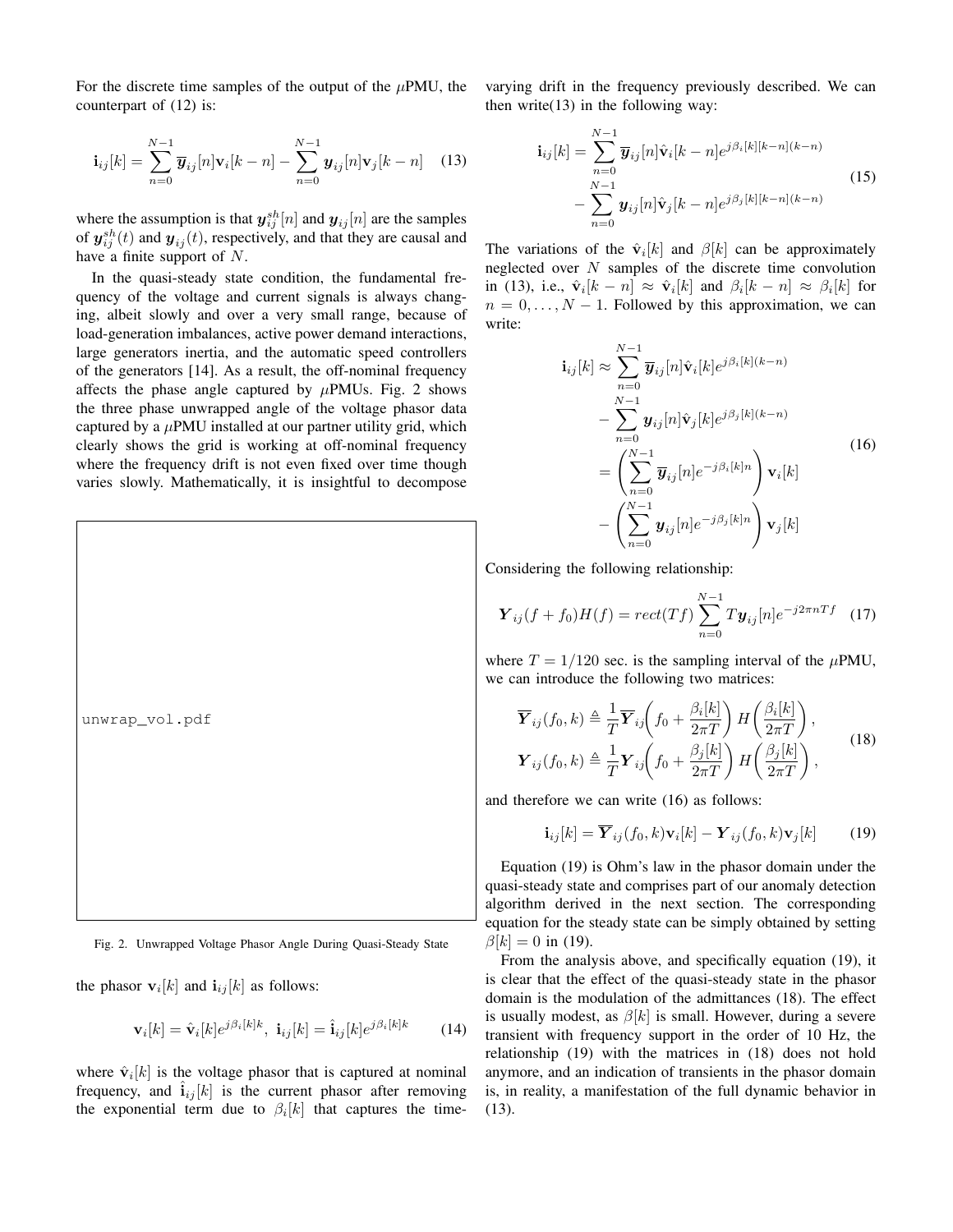For the discrete time samples of the output of the $\mu$PMU, the counterpart of (12) is:

$$\mathbf{i}_{ij}[k] = \sum_{n=0}^{N-1} \overline{\boldsymbol{y}}_{ij}[n]\mathbf{v}_i[k-n] - \sum_{n=0}^{N-1} \boldsymbol{y}_{ij}[n]\mathbf{v}_j[k-n] \quad (13)$$

where the assumption is that $\boldsymbol{y}_{ij}^{sh}[n]$ and $\boldsymbol{y}_{ij}[n]$ are the samples of $\boldsymbol{y}_{ij}^{sh}(t)$ and $\boldsymbol{y}_{ij}(t)$, respectively, and that they are causal and have a finite support of $N$.

In the quasi-steady state condition, the fundamental frequency of the voltage and current signals is always changing, albeit slowly and over a very small range, because of load-generation imbalances, active power demand interactions, large generators inertia, and the automatic speed controllers of the generators [14]. As a result, the off-nominal frequency affects the phase angle captured by $\mu$PMUs. Fig. 2 shows the three phase unwrapped angle of the voltage phasor data captured by a $\mu$PMU installed at our partner utility grid, which clearly shows the grid is working at off-nominal frequency where the frequency drift is not even fixed over time though varies slowly. Mathematically, it is insightful to decompose

unwrap_vol.pdf

Fig. 2. Unwrapped Voltage Phasor Angle During Quasi-Steady State

the phasor $\mathbf{v}_i[k]$ and $\mathbf{i}_{ij}[k]$ as follows:

$$\mathbf{v}_i[k] = \hat{\mathbf{v}}_i[k]e^{j\beta_i[k]k}, \ \mathbf{i}_{ij}[k] = \hat{\mathbf{i}}_{ij}[k]e^{j\beta_i[k]k} \quad (14)$$

where $\hat{\mathbf{v}}_i[k]$ is the voltage phasor that is captured at nominal frequency, and $\hat{\mathbf{i}}_{ij}[k]$ is the current phasor after removing the exponential term due to $\beta_i[k]$ that captures the time-varying drift in the frequency previously described. We can then write(13) in the following way:

$$\begin{aligned}\mathbf{i}_{ij}[k] = &\sum_{n=0}^{N-1} \overline{\boldsymbol{y}}_{ij}[n]\hat{\mathbf{v}}_i[k-n]e^{j\beta_i[k][k-n](k-n)} \\ &- \sum_{n=0}^{N-1} \boldsymbol{y}_{ij}[n]\hat{\mathbf{v}}_j[k-n]e^{j\beta_j[k][k-n](k-n)}\end{aligned} \quad (15)$$

The variations of the $\hat{\mathbf{v}}_i[k]$ and $\beta[k]$ can be approximately neglected over $N$ samples of the discrete time convolution in (13), i.e., $\hat{\mathbf{v}}_i[k-n] \approx \hat{\mathbf{v}}_i[k]$ and $\beta_i[k-n] \approx \beta_i[k]$ for $n = 0, \ldots, N-1$. Followed by this approximation, we can write:

$$\begin{aligned}\mathbf{i}_{ij}[k] \approx &\sum_{n=0}^{N-1} \overline{\boldsymbol{y}}_{ij}[n]\hat{\mathbf{v}}_i[k]e^{j\beta_i[k](k-n)} \\ &- \sum_{n=0}^{N-1} \boldsymbol{y}_{ij}[n]\hat{\mathbf{v}}_j[k]e^{j\beta_j[k](k-n)} \\ = &\left(\sum_{n=0}^{N-1} \overline{\boldsymbol{y}}_{ij}[n]e^{-j\beta_i[k]n}\right)\mathbf{v}_i[k] \\ &- \left(\sum_{n=0}^{N-1} \boldsymbol{y}_{ij}[n]e^{-j\beta_j[k]n}\right)\mathbf{v}_j[k]\end{aligned} \quad (16)$$

Considering the following relationship:

$$\boldsymbol{Y}_{ij}(f+f_0)H(f) = rect(Tf)\sum_{n=0}^{N-1} T\boldsymbol{y}_{ij}[n]e^{-j2\pi nTf} \quad (17)$$

where $T = 1/120$ sec. is the sampling interval of the $\mu$PMU, we can introduce the following two matrices:

$$\begin{aligned}\overline{\boldsymbol{Y}}_{ij}(f_0,k) &\triangleq \frac{1}{T}\overline{\boldsymbol{Y}}_{ij}\!\left(f_0 + \frac{\beta_i[k]}{2\pi T}\right)H\!\left(\frac{\beta_i[k]}{2\pi T}\right), \\ \boldsymbol{Y}_{ij}(f_0,k) &\triangleq \frac{1}{T}\boldsymbol{Y}_{ij}\!\left(f_0 + \frac{\beta_j[k]}{2\pi T}\right)H\!\left(\frac{\beta_j[k]}{2\pi T}\right),\end{aligned} \quad (18)$$

and therefore we can write (16) as follows:

$$\mathbf{i}_{ij}[k] = \overline{\boldsymbol{Y}}_{ij}(f_0,k)\mathbf{v}_i[k] - \boldsymbol{Y}_{ij}(f_0,k)\mathbf{v}_j[k] \quad (19)$$

Equation (19) is Ohm's law in the phasor domain under the quasi-steady state and comprises part of our anomaly detection algorithm derived in the next section. The corresponding equation for the steady state can be simply obtained by setting $\beta[k] = 0$ in (19).

From the analysis above, and specifically equation (19), it is clear that the effect of the quasi-steady state in the phasor domain is the modulation of the admittances (18). The effect is usually modest, as $\beta[k]$ is small. However, during a severe transient with frequency support in the order of 10 Hz, the relationship (19) with the matrices in (18) does not hold anymore, and an indication of transients in the phasor domain is, in reality, a manifestation of the full dynamic behavior in (13).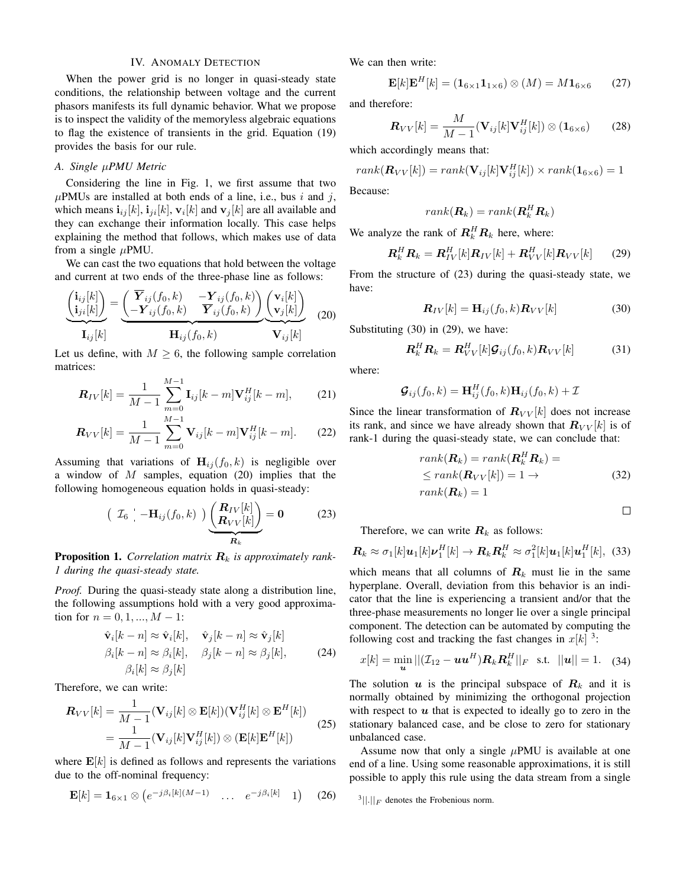## IV. Anomaly Detection

When the power grid is no longer in quasi-steady state conditions, the relationship between voltage and the current phasors manifests its full dynamic behavior. What we propose is to inspect the validity of the memoryless algebraic equations to flag the existence of transients in the grid. Equation (19) provides the basis for our rule.

### A. Single $\mu$PMU Metric

Considering the line in Fig. 1, we first assume that two $\mu$PMUs are installed at both ends of a line, i.e., bus $i$ and $j$, which means $\mathbf{i}_{ij}[k]$, $\mathbf{i}_{ji}[k]$, $\mathbf{v}_i[k]$ and $\mathbf{v}_j[k]$ are all available and they can exchange their information locally. This case helps explaining the method that follows, which makes use of data from a single $\mu$PMU.

We can cast the two equations that hold between the voltage and current at two ends of the three-phase line as follows:

$$\underbrace{\begin{pmatrix} \mathbf{i}_{ij}[k] \\ \mathbf{i}_{ji}[k] \end{pmatrix}}_{\mathbf{I}_{ij}[k]} = \underbrace{\begin{pmatrix} \overline{\boldsymbol{Y}}_{ij}(f_0,k) & -\boldsymbol{Y}_{ij}(f_0,k) \\ -\boldsymbol{Y}_{ij}(f_0,k) & \overline{\boldsymbol{Y}}_{ij}(f_0,k) \end{pmatrix}}_{\mathbf{H}_{ij}(f_0,k)} \underbrace{\begin{pmatrix} \mathbf{v}_i[k] \\ \mathbf{v}_j[k] \end{pmatrix}}_{\mathbf{V}_{ij}[k]} \quad (20)$$

Let us define, with $M \geq 6$, the following sample correlation matrices:

$$\boldsymbol{R}_{IV}[k] = \frac{1}{M-1}\sum_{m=0}^{M-1} \mathbf{I}_{ij}[k-m]\mathbf{V}_{ij}^H[k-m], \quad (21)$$

$$\boldsymbol{R}_{VV}[k] = \frac{1}{M-1}\sum_{m=0}^{M-1} \mathbf{V}_{ij}[k-m]\mathbf{V}_{ij}^H[k-m]. \quad (22)$$

Assuming that variations of $\mathbf{H}_{ij}(f_0,k)$ is negligible over a window of $M$ samples, equation (20) implies that the following homogeneous equation holds in quasi-steady:

$$\begin{pmatrix} \mathcal{I}_6 & -\mathbf{H}_{ij}(f_0,k) \end{pmatrix} \underbrace{\begin{pmatrix} \boldsymbol{R}_{IV}[k] \\ \boldsymbol{R}_{VV}[k] \end{pmatrix}}_{\boldsymbol{R}_k} = \mathbf{0} \quad (23)$$

**Proposition 1.** *Correlation matrix $\boldsymbol{R}_k$ is approximately rank-1 during the quasi-steady state.*

*Proof.* During the quasi-steady state along a distribution line, the following assumptions hold with a very good approximation for $n = 0, 1, ..., M-1$:

$$\begin{aligned} \hat{\mathbf{v}}_i[k-n] &\approx \hat{\mathbf{v}}_i[k], \quad \hat{\mathbf{v}}_j[k-n] \approx \hat{\mathbf{v}}_j[k] \\ \beta_i[k-n] &\approx \beta_i[k], \quad \beta_j[k-n] \approx \beta_j[k], \\ \beta_i[k] &\approx \beta_j[k] \end{aligned} \quad (24)$$

Therefore, we can write:

$$\begin{aligned} \boldsymbol{R}_{VV}[k] &= \frac{1}{M-1}(\mathbf{V}_{ij}[k] \otimes \mathbf{E}[k])(\mathbf{V}_{ij}^H[k] \otimes \mathbf{E}^H[k]) \\ &= \frac{1}{M-1}(\mathbf{V}_{ij}[k]\mathbf{V}_{ij}^H[k]) \otimes (\mathbf{E}[k]\mathbf{E}^H[k]) \end{aligned} \quad (25)$$

where $\mathbf{E}[k]$ is defined as follows and represents the variations due to the off-nominal frequency:

$$\mathbf{E}[k] = \mathbf{1}_{6\times 1} \otimes \begin{pmatrix} e^{-j\beta_i[k](M-1)} & \dots & e^{-j\beta_i[k]} & 1 \end{pmatrix} \quad (26)$$

We can then write:

$$\mathbf{E}[k]\mathbf{E}^H[k] = (\mathbf{1}_{6\times 1}\mathbf{1}_{1\times 6}) \otimes (M) = M\mathbf{1}_{6\times 6} \quad (27)$$

and therefore:

$$\boldsymbol{R}_{VV}[k] = \frac{M}{M-1}(\mathbf{V}_{ij}[k]\mathbf{V}_{ij}^H[k]) \otimes (\mathbf{1}_{6\times 6}) \quad (28)$$

which accordingly means that:

$$rank(\boldsymbol{R}_{VV}[k]) = rank(\mathbf{V}_{ij}[k]\mathbf{V}_{ij}^H[k]) \times rank(\mathbf{1}_{6\times 6}) = 1$$

Because:

$$rank(\boldsymbol{R}_k) = rank(\boldsymbol{R}_k^H \boldsymbol{R}_k)$$

We analyze the rank of $\boldsymbol{R}_k^H \boldsymbol{R}_k$ here, where:

$$\boldsymbol{R}_k^H \boldsymbol{R}_k = \boldsymbol{R}_{IV}^H[k]\boldsymbol{R}_{IV}[k] + \boldsymbol{R}_{VV}^H[k]\boldsymbol{R}_{VV}[k] \quad (29)$$

From the structure of (23) during the quasi-steady state, we have:

$$\boldsymbol{R}_{IV}[k] = \mathbf{H}_{ij}(f_0,k)\boldsymbol{R}_{VV}[k] \quad (30)$$

Substituting (30) in (29), we have:

$$\boldsymbol{R}_k^H \boldsymbol{R}_k = \boldsymbol{R}_{VV}^H[k]\boldsymbol{\mathcal{G}}_{ij}(f_0,k)\boldsymbol{R}_{VV}[k] \quad (31)$$

where:

$$\boldsymbol{\mathcal{G}}_{ij}(f_0,k) = \mathbf{H}_{ij}^H(f_0,k)\mathbf{H}_{ij}(f_0,k) + \mathcal{I}$$

Since the linear transformation of $\boldsymbol{R}_{VV}[k]$ does not increase its rank, and since we have already shown that $\boldsymbol{R}_{VV}[k]$ is of rank-1 during the quasi-steady state, we can conclude that:

$$\begin{aligned} & rank(\boldsymbol{R}_k) = rank(\boldsymbol{R}_k^H \boldsymbol{R}_k) = \\ & \leq rank(\boldsymbol{R}_{VV}[k]) = 1 \rightarrow \\ & rank(\boldsymbol{R}_k) = 1 \end{aligned} \quad (32)$$

$\square$

Therefore, we can write $\boldsymbol{R}_k$ as follows:

$$\boldsymbol{R}_k \approx \sigma_1[k]\boldsymbol{u}_1[k]\boldsymbol{\nu}_1^H[k] \rightarrow \boldsymbol{R}_k\boldsymbol{R}_k^H \approx \sigma_1^2[k]\boldsymbol{u}_1[k]\boldsymbol{u}_1^H[k], \quad (33)$$

which means that all columns of $\boldsymbol{R}_k$ must lie in the same hyperplane. Overall, deviation from this behavior is an indicator that the line is experiencing a transient and/or that the three-phase measurements no longer lie over a single principal component. The detection can be automated by computing the following cost and tracking the fast changes in $x[k]$ [3]:

$$x[k] = \min_{\boldsymbol{u}} ||(\mathcal{I}_{12} - \boldsymbol{u}\boldsymbol{u}^H)\boldsymbol{R}_k\boldsymbol{R}_k^H||_F \quad \text{s.t.} \quad ||\boldsymbol{u}|| = 1. \quad (34)$$

The solution $\boldsymbol{u}$ is the principal subspace of $\boldsymbol{R}_k$ and it is normally obtained by minimizing the orthogonal projection with respect to $\boldsymbol{u}$ that is expected to ideally go to zero in the stationary balanced case, and be close to zero for stationary unbalanced case.

Assume now that only a single $\mu$PMU is available at one end of a line. Using some reasonable approximations, it is still possible to apply this rule using the data stream from a single

[3] $||.||_F$ denotes the Frobenious norm.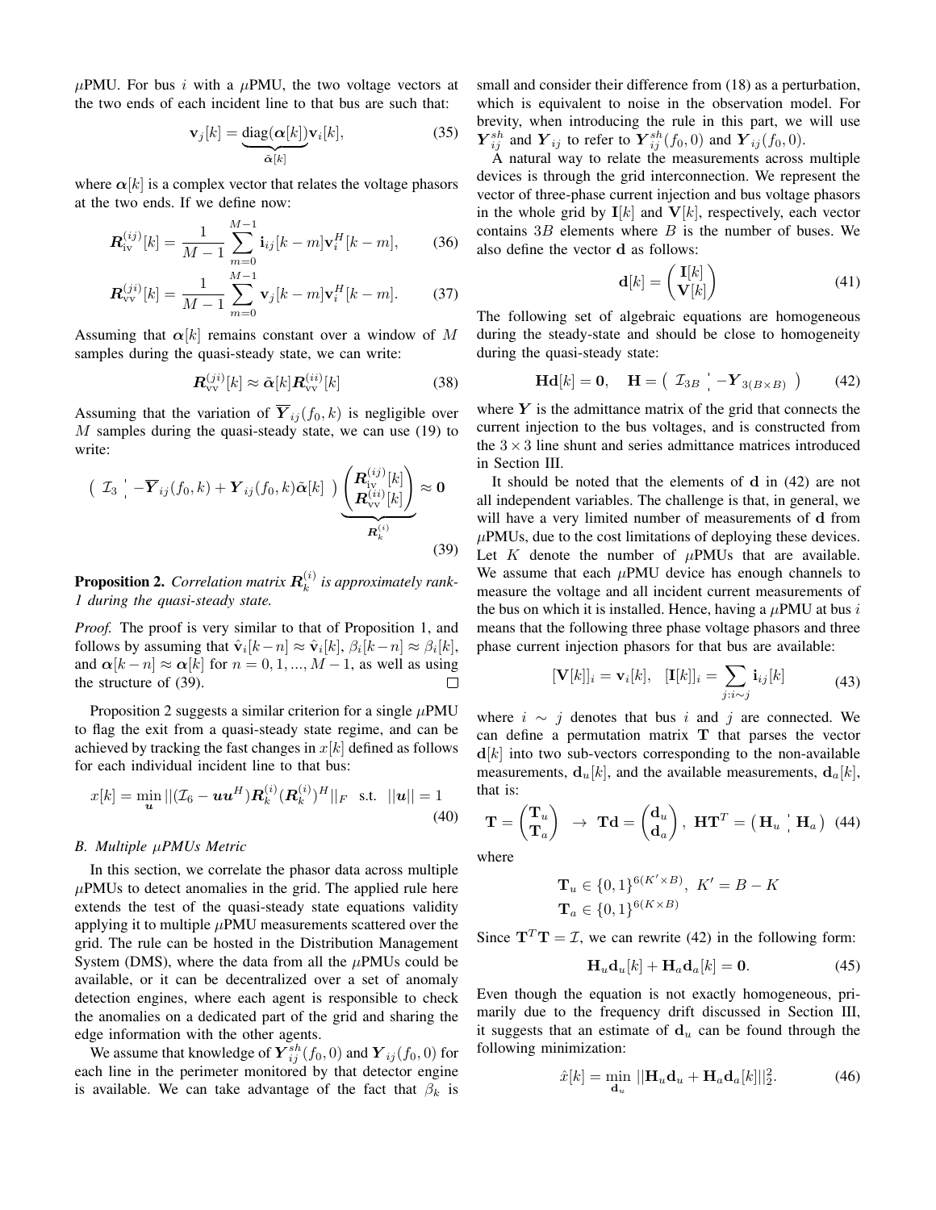$\mu$PMU. For bus $i$ with a $\mu$PMU, the two voltage vectors at the two ends of each incident line to that bus are such that:

$$\mathbf{v}_j[k] = \underbrace{\text{diag}(\boldsymbol{\alpha}[k])}_{\tilde{\boldsymbol{\alpha}}[k]}\mathbf{v}_i[k], \tag{35}$$

where $\boldsymbol{\alpha}[k]$ is a complex vector that relates the voltage phasors at the two ends. If we define now:

$$\boldsymbol{R}_{\text{iv}}^{(ij)}[k] = \frac{1}{M-1}\sum_{m=0}^{M-1}\mathbf{i}_{ij}[k-m]\mathbf{v}_i^H[k-m], \tag{36}$$

$$\boldsymbol{R}_{\text{vv}}^{(ji)}[k] = \frac{1}{M-1}\sum_{m=0}^{M-1}\mathbf{v}_j[k-m]\mathbf{v}_i^H[k-m]. \tag{37}$$

Assuming that $\boldsymbol{\alpha}[k]$ remains constant over a window of $M$ samples during the quasi-steady state, we can write:

$$\boldsymbol{R}_{\text{vv}}^{(ji)}[k] \approx \tilde{\boldsymbol{\alpha}}[k]\boldsymbol{R}_{\text{vv}}^{(ii)}[k] \tag{38}$$

Assuming that the variation of $\overline{\boldsymbol{Y}}_{ij}(f_0, k)$ is negligible over $M$ samples during the quasi-steady state, we can use (19) to write:

$$\left( \mathcal{I}_3 \;\vdots\; -\overline{\boldsymbol{Y}}_{ij}(f_0,k) + \boldsymbol{Y}_{ij}(f_0,k)\tilde{\boldsymbol{\alpha}}[k] \right) \underbrace{\begin{pmatrix} \boldsymbol{R}_{\text{iv}}^{(ij)}[k] \\ \boldsymbol{R}_{\text{vv}}^{(ii)}[k] \end{pmatrix}}_{\boldsymbol{R}_k^{(i)}} \approx \mathbf{0} \tag{39}$$

**Proposition 2.** *Correlation matrix $\boldsymbol{R}_k^{(i)}$ is approximately rank-1 during the quasi-steady state.*

*Proof.* The proof is very similar to that of Proposition 1, and follows by assuming that $\hat{\mathbf{v}}_i[k-n] \approx \hat{\mathbf{v}}_i[k]$, $\beta_i[k-n] \approx \beta_i[k]$, and $\boldsymbol{\alpha}[k-n] \approx \boldsymbol{\alpha}[k]$ for $n = 0, 1, ..., M-1$, as well as using the structure of (39). □

Proposition 2 suggests a similar criterion for a single $\mu$PMU to flag the exit from a quasi-steady state regime, and can be achieved by tracking the fast changes in $x[k]$ defined as follows for each individual incident line to that bus:

$$x[k] = \min_{\boldsymbol{u}} ||(\mathcal{I}_6 - \boldsymbol{u}\boldsymbol{u}^H)\boldsymbol{R}_k^{(i)}(\boldsymbol{R}_k^{(i)})^H||_F \quad \text{s.t.} \quad ||\boldsymbol{u}|| = 1 \tag{40}$$

### B. Multiple $\mu$PMUs Metric

In this section, we correlate the phasor data across multiple $\mu$PMUs to detect anomalies in the grid. The applied rule here extends the test of the quasi-steady state equations validity applying it to multiple $\mu$PMU measurements scattered over the grid. The rule can be hosted in the Distribution Management System (DMS), where the data from all the $\mu$PMUs could be available, or it can be decentralized over a set of anomaly detection engines, where each agent is responsible to check the anomalies on a dedicated part of the grid and sharing the edge information with the other agents.

We assume that knowledge of $\boldsymbol{Y}_{ij}^{sh}(f_0, 0)$ and $\boldsymbol{Y}_{ij}(f_0, 0)$ for each line in the perimeter monitored by that detector engine is available. We can take advantage of the fact that $\beta_k$ is small and consider their difference from (18) as a perturbation, which is equivalent to noise in the observation model. For brevity, when introducing the rule in this part, we will use $\boldsymbol{Y}_{ij}^{sh}$ and $\boldsymbol{Y}_{ij}$ to refer to $\boldsymbol{Y}_{ij}^{sh}(f_0, 0)$ and $\boldsymbol{Y}_{ij}(f_0, 0)$.

A natural way to relate the measurements across multiple devices is through the grid interconnection. We represent the vector of three-phase current injection and bus voltage phasors in the whole grid by $\mathbf{I}[k]$ and $\mathbf{V}[k]$, respectively, each vector contains $3B$ elements where $B$ is the number of buses. We also define the vector $\mathbf{d}$ as follows:

$$\mathbf{d}[k] = \begin{pmatrix} \mathbf{I}[k] \\ \mathbf{V}[k] \end{pmatrix} \tag{41}$$

The following set of algebraic equations are homogeneous during the steady-state and should be close to homogeneity during the quasi-steady state:

$$\mathbf{H}\mathbf{d}[k] = \mathbf{0}, \quad \mathbf{H} = \left( \mathcal{I}_{3B} \;\vdots\; -\boldsymbol{Y}_{3(B\times B)} \right) \tag{42}$$

where $\boldsymbol{Y}$ is the admittance matrix of the grid that connects the current injection to the bus voltages, and is constructed from the $3\times 3$ line shunt and series admittance matrices introduced in Section III.

It should be noted that the elements of $\mathbf{d}$ in (42) are not all independent variables. The challenge is that, in general, we will have a very limited number of measurements of $\mathbf{d}$ from $\mu$PMUs, due to the cost limitations of deploying these devices. Let $K$ denote the number of $\mu$PMUs that are available. We assume that each $\mu$PMU device has enough channels to measure the voltage and all incident current measurements of the bus on which it is installed. Hence, having a $\mu$PMU at bus $i$ means that the following three phase voltage phasors and three phase current injection phasors for that bus are available:

$$[\mathbf{V}[k]]_i = \mathbf{v}_i[k], \quad [\mathbf{I}[k]]_i = \sum_{j:i\sim j}\mathbf{i}_{ij}[k] \tag{43}$$

where $i \sim j$ denotes that bus $i$ and $j$ are connected. We can define a permutation matrix $\mathbf{T}$ that parses the vector $\mathbf{d}[k]$ into two sub-vectors corresponding to the non-available measurements, $\mathbf{d}_u[k]$, and the available measurements, $\mathbf{d}_a[k]$, that is:

$$\mathbf{T} = \begin{pmatrix} \mathbf{T}_u \\ \mathbf{T}_a \end{pmatrix} \;\rightarrow\; \mathbf{T}\mathbf{d} = \begin{pmatrix} \mathbf{d}_u \\ \mathbf{d}_a \end{pmatrix}, \; \mathbf{H}\mathbf{T}^T = \left( \mathbf{H}_u \;\vdots\; \mathbf{H}_a \right) \tag{44}$$

where

$$\mathbf{T}_u \in \{0,1\}^{6(K'\times B)}, \; K' = B - K$$
$$\mathbf{T}_a \in \{0,1\}^{6(K\times B)}$$

Since $\mathbf{T}^T\mathbf{T} = \mathcal{I}$, we can rewrite (42) in the following form:

$$\mathbf{H}_u\mathbf{d}_u[k] + \mathbf{H}_a\mathbf{d}_a[k] = \mathbf{0}. \tag{45}$$

Even though the equation is not exactly homogeneous, primarily due to the frequency drift discussed in Section III, it suggests that an estimate of $\mathbf{d}_u$ can be found through the following minimization:

$$\hat{x}[k] = \min_{\mathbf{d}_u} ||\mathbf{H}_u\mathbf{d}_u + \mathbf{H}_a\mathbf{d}_a[k]||_2^2. \tag{46}$$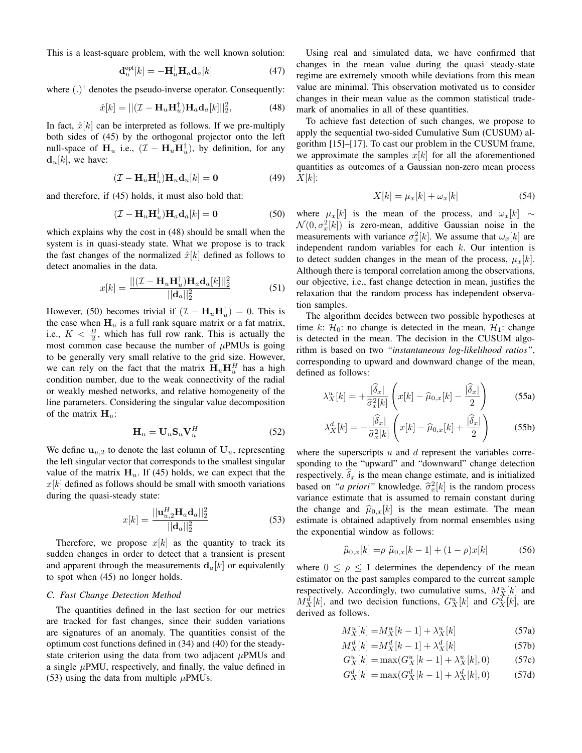This is a least-square problem, with the well known solution:

$$\mathbf{d}_u^{\text{opt}}[k] = -\mathbf{H}_u^{\dagger}\mathbf{H}_a\mathbf{d}_a[k] \tag{47}$$

where $(.)^{\dagger}$ denotes the pseudo-inverse operator. Consequently:

$$\hat{x}[k] = ||(\mathcal{I} - \mathbf{H}_u\mathbf{H}_u^{\dagger})\mathbf{H}_a\mathbf{d}_a[k]||_2^2, \tag{48}$$

In fact, $\hat{x}[k]$ can be interpreted as follows. If we pre-multiply both sides of (45) by the orthogonal projector onto the left null-space of $\mathbf{H}_u$ i.e., $(\mathcal{I} - \mathbf{H}_u\mathbf{H}_u^{\dagger})$, by definition, for any $\mathbf{d}_u[k]$, we have:

$$(\mathcal{I} - \mathbf{H}_u\mathbf{H}_u^{\dagger})\mathbf{H}_u\mathbf{d}_u[k] = \mathbf{0} \tag{49}$$

and therefore, if (45) holds, it must also hold that:

$$(\mathcal{I} - \mathbf{H}_u\mathbf{H}_u^{\dagger})\mathbf{H}_a\mathbf{d}_a[k] = \mathbf{0} \tag{50}$$

which explains why the cost in (48) should be small when the system is in quasi-steady state. What we propose is to track the fast changes of the normalized $\hat{x}[k]$ defined as follows to detect anomalies in the data.

$$x[k] = \frac{||(\mathcal{I} - \mathbf{H}_u\mathbf{H}_u^{\dagger})\mathbf{H}_a\mathbf{d}_a[k]||_2^2}{||\mathbf{d}_a||_2^2} \tag{51}$$

However, (50) becomes trivial if $(\mathcal{I} - \mathbf{H}_u\mathbf{H}_u^{\dagger}) = 0$. This is the case when $\mathbf{H}_u$ is a full rank square matrix or a fat matrix, i.e., $K < \frac{B}{2}$, which has full row rank. This is actually the most common case because the number of $\mu$PMUs is going to be generally very small relative to the grid size. However, we can rely on the fact that the matrix $\mathbf{H}_u\mathbf{H}_u^H$ has a high condition number, due to the weak connectivity of the radial or weakly meshed networks, and relative homogeneity of the line parameters. Considering the singular value decomposition of the matrix $\mathbf{H}_u$:

$$\mathbf{H}_u = \mathbf{U}_u\mathbf{S}_u\mathbf{V}_u^H \tag{52}$$

We define $\mathbf{u}_{u,2}$ to denote the last column of $\mathbf{U}_u$, representing the left singular vector that corresponds to the smallest singular value of the matrix $\mathbf{H}_u$. If (45) holds, we can expect that the $x[k]$ defined as follows should be small with smooth variations during the quasi-steady state:

$$x[k] = \frac{||\mathbf{u}_{u,2}^H\mathbf{H}_a\mathbf{d}_a||_2^2}{||\mathbf{d}_a||_2^2} \tag{53}$$

Therefore, we propose $x[k]$ as the quantity to track its sudden changes in order to detect that a transient is present and apparent through the measurements $\mathbf{d}_a[k]$ or equivalently to spot when (45) no longer holds.

### C. Fast Change Detection Method

The quantities defined in the last section for our metrics are tracked for fast changes, since their sudden variations are signatures of an anomaly. The quantities consist of the optimum cost functions defined in (34) and (40) for the steady-state criterion using the data from two adjacent $\mu$PMUs and a single $\mu$PMU, respectively, and finally, the value defined in (53) using the data from multiple $\mu$PMUs.

Using real and simulated data, we have confirmed that changes in the mean value during the quasi steady-state regime are extremely smooth while deviations from this mean value are minimal. This observation motivated us to consider changes in their mean value as the common statistical trademark of anomalies in all of these quantities.

To achieve fast detection of such changes, we propose to apply the sequential two-sided Cumulative Sum (CUSUM) algorithm [15]–[17]. To cast our problem in the CUSUM frame, we approximate the samples $x[k]$ for all the aforementioned quantities as outcomes of a Gaussian non-zero mean process $X[k]$:

$$X[k] = \mu_x[k] + \omega_x[k] \tag{54}$$

where $\mu_x[k]$ is the mean of the process, and $\omega_x[k] \sim \mathcal{N}(0, \sigma_x^2[k])$ is zero-mean, additive Gaussian noise in the measurements with variance $\sigma_x^2[k]$. We assume that $\omega_x[k]$ are independent random variables for each $k$. Our intention is to detect sudden changes in the mean of the process, $\mu_x[k]$. Although there is temporal correlation among the observations, our objective, i.e., fast change detection in mean, justifies the relaxation that the random process has independent observation samples.

The algorithm decides between two possible hypotheses at time $k$: $\mathcal{H}_0$: no change is detected in the mean, $\mathcal{H}_1$: change is detected in the mean. The decision in the CUSUM algorithm is based on two *"instantaneous log-likelihood ratios"*, corresponding to upward and downward change of the mean, defined as follows:

$$\lambda_X^u[k] = +\frac{|\widehat{\delta}_x|}{\widehat{\sigma}_x^2[k]}\left(x[k] - \widehat{\mu}_{0,x}[k] - \frac{|\widehat{\delta}_x|}{2}\right) \tag{55a}$$

$$\lambda_X^d[k] = -\frac{|\widehat{\delta}_x|}{\widehat{\sigma}_x^2[k]}\left(x[k] - \widehat{\mu}_{0,x}[k] + \frac{|\widehat{\delta}_x|}{2}\right) \tag{55b}$$

where the superscripts $u$ and $d$ represent the variables corresponding to the "upward" and "downward" change detection respectively. $\widehat{\delta}_x$ is the mean change estimate, and is initialized based on *"a priori"* knowledge. $\widehat{\sigma}_x^2[k]$ is the random process variance estimate that is assumed to remain constant during the change and $\widehat{\mu}_{0,x}[k]$ is the mean estimate. The mean estimate is obtained adaptively from normal ensembles using the exponential window as follows:

$$\widehat{\mu}_{0,x}[k] = \rho\ \widehat{\mu}_{0,x}[k-1] + (1-\rho)x[k] \tag{56}$$

where $0 \leq \rho \leq 1$ determines the dependency of the mean estimator on the past samples compared to the current sample respectively. Accordingly, two cumulative sums, $M_X^u[k]$ and $M_X^d[k]$, and two decision functions, $G_X^u[k]$ and $G_X^d[k]$, are derived as follows.

$$M_X^u[k] = M_X^u[k-1] + \lambda_X^u[k] \tag{57a}$$

$$M_X^d[k] = M_X^d[k-1] + \lambda_X^d[k] \tag{57b}$$

$$G_X^u[k] = \max(G_X^u[k-1] + \lambda_X^u[k], 0) \tag{57c}$$

$$G_X^d[k] = \max(G_X^d[k-1] + \lambda_X^d[k], 0) \tag{57d}$$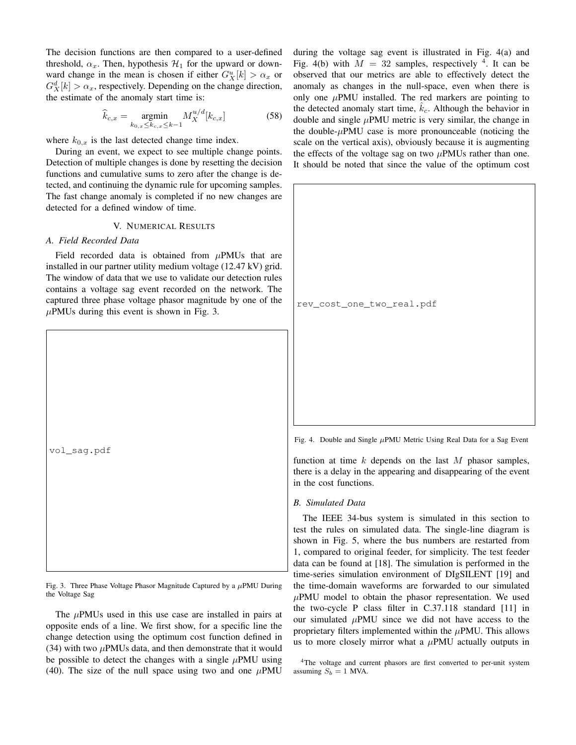The decision functions are then compared to a user-defined threshold, $\alpha_x$. Then, hypothesis $\mathcal{H}_1$ for the upward or downward change in the mean is chosen if either $G_X^u[k] > \alpha_x$ or $G_X^d[k] > \alpha_x$, respectively. Depending on the change direction, the estimate of the anomaly start time is:

$$\widehat{k}_{c,x} = \underset{k_{0,x} \leq k_{c,x} \leq k-1}{\operatorname{argmin}} M_X^{u/d}[k_{c,x}] \tag{58}$$

where $k_{0,x}$ is the last detected change time index.

During an event, we expect to see multiple change points. Detection of multiple changes is done by resetting the decision functions and cumulative sums to zero after the change is detected, and continuing the dynamic rule for upcoming samples. The fast change anomaly is completed if no new changes are detected for a defined window of time.

## V. Numerical Results

### A. Field Recorded Data

Field recorded data is obtained from $\mu$PMUs that are installed in our partner utility medium voltage (12.47 kV) grid. The window of data that we use to validate our detection rules contains a voltage sag event recorded on the network. The captured three phase voltage phasor magnitude by one of the $\mu$PMUs during this event is shown in Fig. 3.

vol_sag.pdf

Fig. 3. Three Phase Voltage Phasor Magnitude Captured by a $\mu$PMU During the Voltage Sag

The $\mu$PMUs used in this use case are installed in pairs at opposite ends of a line. We first show, for a specific line the change detection using the optimum cost function defined in (34) with two $\mu$PMUs data, and then demonstrate that it would be possible to detect the changes with a single $\mu$PMU using (40). The size of the null space using two and one $\mu$PMU during the voltage sag event is illustrated in Fig. 4(a) and Fig. 4(b) with $M = 32$ samples, respectively [4]. It can be observed that our metrics are able to effectively detect the anomaly as changes in the null-space, even when there is only one $\mu$PMU installed. The red markers are pointing to the detected anomaly start time, $\hat{k}_c$. Although the behavior in double and single $\mu$PMU metric is very similar, the change in the double-$\mu$PMU case is more pronounceable (noticing the scale on the vertical axis), obviously because it is augmenting the effects of the voltage sag on two $\mu$PMUs rather than one. It should be noted that since the value of the optimum cost function at time $k$ depends on the last $M$ phasor samples, there is a delay in the appearing and disappearing of the event in the cost functions.

rev_cost_one_two_real.pdf

Fig. 4. Double and Single $\mu$PMU Metric Using Real Data for a Sag Event

### B. Simulated Data

The IEEE 34-bus system is simulated in this section to test the rules on simulated data. The single-line diagram is shown in Fig. 5, where the bus numbers are restarted from 1, compared to original feeder, for simplicity. The test feeder data can be found at [18]. The simulation is performed in the time-series simulation environment of DIgSILENT [19] and the time-domain waveforms are forwarded to our simulated $\mu$PMU model to obtain the phasor representation. We used the two-cycle P class filter in C.37.118 standard [11] in our simulated $\mu$PMU since we did not have access to the proprietary filters implemented within the $\mu$PMU. This allows us to more closely mirror what a $\mu$PMU actually outputs in

[4] The voltage and current phasors are first converted to per-unit system assuming $S_b = 1$ MVA.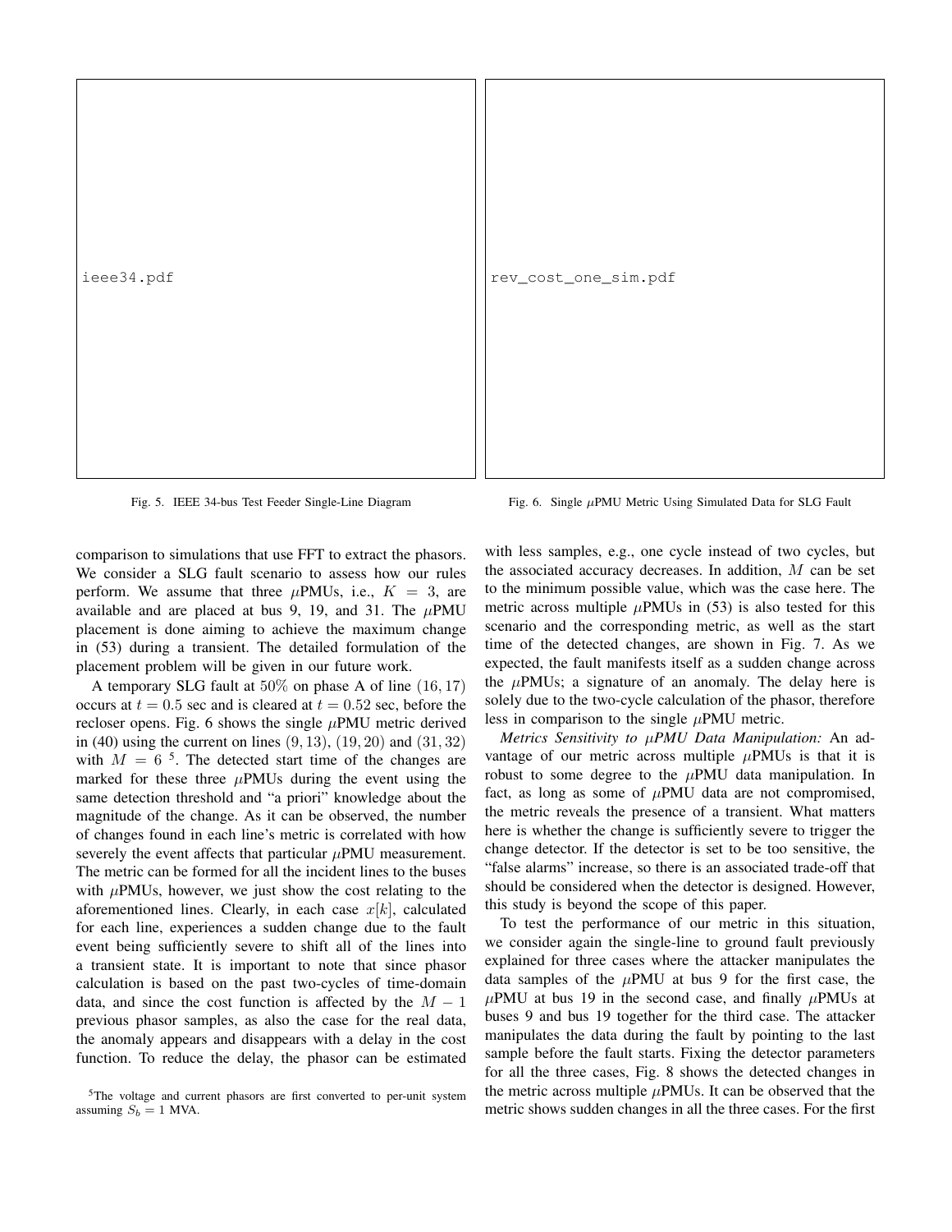ieee34.pdf

Fig. 5. IEEE 34-bus Test Feeder Single-Line Diagram

rev_cost_one_sim.pdf

Fig. 6. Single $\mu$PMU Metric Using Simulated Data for SLG Fault

comparison to simulations that use FFT to extract the phasors. We consider a SLG fault scenario to assess how our rules perform. We assume that three $\mu$PMUs, i.e., $K = 3$, are available and are placed at bus 9, 19, and 31. The $\mu$PMU placement is done aiming to achieve the maximum change in (53) during a transient. The detailed formulation of the placement problem will be given in our future work.

A temporary SLG fault at $50\%$ on phase A of line $(16, 17)$ occurs at $t = 0.5$ sec and is cleared at $t = 0.52$ sec, before the recloser opens. Fig. 6 shows the single $\mu$PMU metric derived in (40) using the current on lines $(9, 13)$, $(19, 20)$ and $(31, 32)$ with $M = 6$ [5]. The detected start time of the changes are marked for these three $\mu$PMUs during the event using the same detection threshold and "a priori" knowledge about the magnitude of the change. As it can be observed, the number of changes found in each line's metric is correlated with how severely the event affects that particular $\mu$PMU measurement. The metric can be formed for all the incident lines to the buses with $\mu$PMUs, however, we just show the cost relating to the aforementioned lines. Clearly, in each case $x[k]$, calculated for each line, experiences a sudden change due to the fault event being sufficiently severe to shift all of the lines into a transient state. It is important to note that since phasor calculation is based on the past two-cycles of time-domain data, and since the cost function is affected by the $M - 1$ previous phasor samples, as also the case for the real data, the anomaly appears and disappears with a delay in the cost function. To reduce the delay, the phasor can be estimated with less samples, e.g., one cycle instead of two cycles, but the associated accuracy decreases. In addition, $M$ can be set to the minimum possible value, which was the case here. The metric across multiple $\mu$PMUs in (53) is also tested for this scenario and the corresponding metric, as well as the start time of the detected changes, are shown in Fig. 7. As we expected, the fault manifests itself as a sudden change across the $\mu$PMUs; a signature of an anomaly. The delay here is solely due to the two-cycle calculation of the phasor, therefore less in comparison to the single $\mu$PMU metric.

*Metrics Sensitivity to $\mu$PMU Data Manipulation:* An advantage of our metric across multiple $\mu$PMUs is that it is robust to some degree to the $\mu$PMU data manipulation. In fact, as long as some of $\mu$PMU data are not compromised, the metric reveals the presence of a transient. What matters here is whether the change is sufficiently severe to trigger the change detector. If the detector is set to be too sensitive, the "false alarms" increase, so there is an associated trade-off that should be considered when the detector is designed. However, this study is beyond the scope of this paper.

To test the performance of our metric in this situation, we consider again the single-line to ground fault previously explained for three cases where the attacker manipulates the data samples of the $\mu$PMU at bus 9 for the first case, the $\mu$PMU at bus 19 in the second case, and finally $\mu$PMUs at buses 9 and bus 19 together for the third case. The attacker manipulates the data during the fault by pointing to the last sample before the fault starts. Fixing the detector parameters for all the three cases, Fig. 8 shows the detected changes in the metric across multiple $\mu$PMUs. It can be observed that the metric shows sudden changes in all the three cases. For the first

[5] The voltage and current phasors are first converted to per-unit system assuming $S_b = 1$ MVA.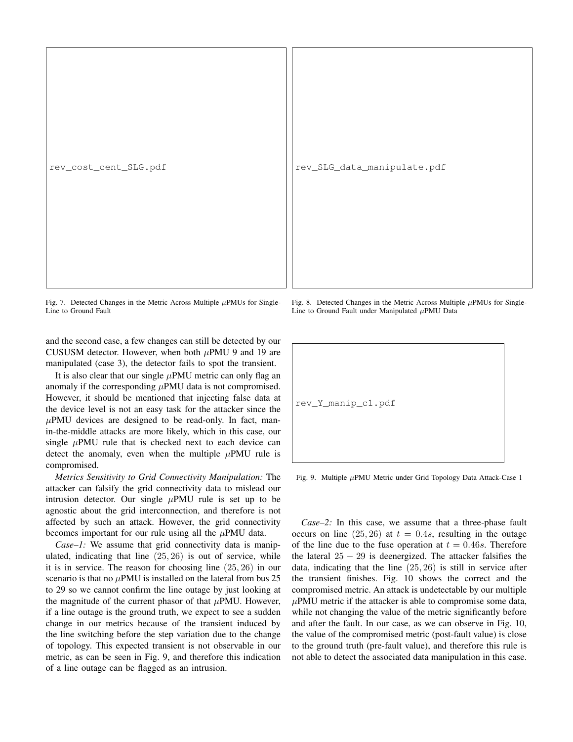rev_cost_cent_SLG.pdf

Fig. 7. Detected Changes in the Metric Across Multiple $\mu$PMUs for Single-Line to Ground Fault

rev_SLG_data_manipulate.pdf

Fig. 8. Detected Changes in the Metric Across Multiple $\mu$PMUs for Single-Line to Ground Fault under Manipulated $\mu$PMU Data

and the second case, a few changes can still be detected by our CUSUSM detector. However, when both $\mu$PMU 9 and 19 are manipulated (case 3), the detector fails to spot the transient.

It is also clear that our single $\mu$PMU metric can only flag an anomaly if the corresponding $\mu$PMU data is not compromised. However, it should be mentioned that injecting false data at the device level is not an easy task for the attacker since the $\mu$PMU devices are designed to be read-only. In fact, man-in-the-middle attacks are more likely, which in this case, our single $\mu$PMU rule that is checked next to each device can detect the anomaly, even when the multiple $\mu$PMU rule is compromised.

*Metrics Sensitivity to Grid Connectivity Manipulation:* The attacker can falsify the grid connectivity data to mislead our intrusion detector. Our single $\mu$PMU rule is set up to be agnostic about the grid interconnection, and therefore is not affected by such an attack. However, the grid connectivity becomes important for our rule using all the $\mu$PMU data.

*Case–1:* We assume that grid connectivity data is manipulated, indicating that line $(25, 26)$ is out of service, while it is in service. The reason for choosing line $(25, 26)$ in our scenario is that no $\mu$PMU is installed on the lateral from bus 25 to 29 so we cannot confirm the line outage by just looking at the magnitude of the current phasor of that $\mu$PMU. However, if a line outage is the ground truth, we expect to see a sudden change in our metrics because of the transient induced by the line switching before the step variation due to the change of topology. This expected transient is not observable in our metric, as can be seen in Fig. 9, and therefore this indication of a line outage can be flagged as an intrusion.

rev_Y_manip_c1.pdf

Fig. 9. Multiple $\mu$PMU Metric under Grid Topology Data Attack-Case 1

*Case–2:* In this case, we assume that a three-phase fault occurs on line $(25, 26)$ at $t = 0.4s$, resulting in the outage of the line due to the fuse operation at $t = 0.46s$. Therefore the lateral $25 - 29$ is deenergized. The attacker falsifies the data, indicating that the line $(25, 26)$ is still in service after the transient finishes. Fig. 10 shows the correct and the compromised metric. An attack is undetectable by our multiple $\mu$PMU metric if the attacker is able to compromise some data, while not changing the value of the metric significantly before and after the fault. In our case, as we can observe in Fig. 10, the value of the compromised metric (post-fault value) is close to the ground truth (pre-fault value), and therefore this rule is not able to detect the associated data manipulation in this case.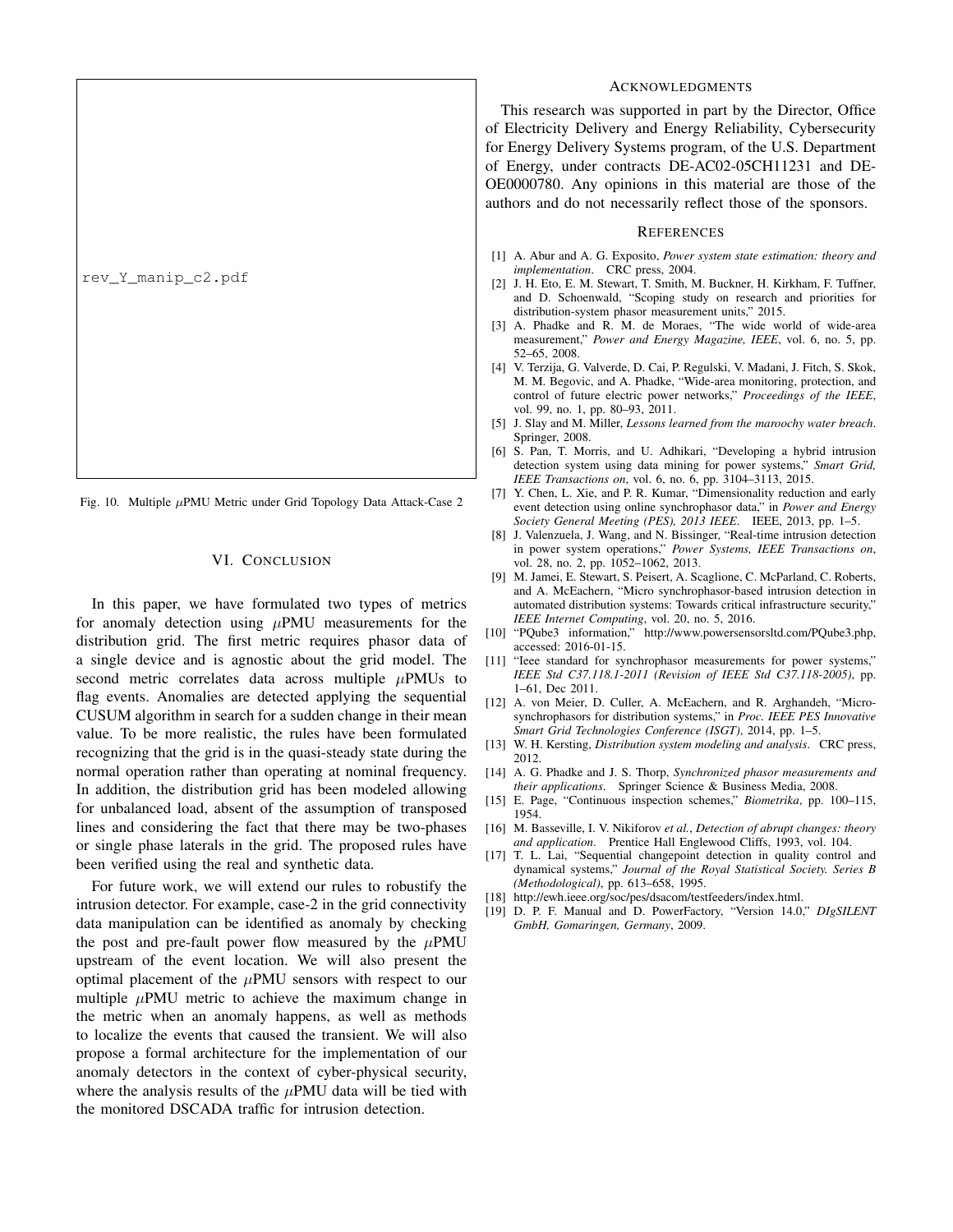rev_Y_manip_c2.pdf

Fig. 10. Multiple $\mu$PMU Metric under Grid Topology Data Attack-Case 2

## VI. CONCLUSION

In this paper, we have formulated two types of metrics for anomaly detection using $\mu$PMU measurements for the distribution grid. The first metric requires phasor data of a single device and is agnostic about the grid model. The second metric correlates data across multiple $\mu$PMUs to flag events. Anomalies are detected applying the sequential CUSUM algorithm in search for a sudden change in their mean value. To be more realistic, the rules have been formulated recognizing that the grid is in the quasi-steady state during the normal operation rather than operating at nominal frequency. In addition, the distribution grid has been modeled allowing for unbalanced load, absent of the assumption of transposed lines and considering the fact that there may be two-phases or single phase laterals in the grid. The proposed rules have been verified using the real and synthetic data.

For future work, we will extend our rules to robustify the intrusion detector. For example, case-2 in the grid connectivity data manipulation can be identified as anomaly by checking the post and pre-fault power flow measured by the $\mu$PMU upstream of the event location. We will also present the optimal placement of the $\mu$PMU sensors with respect to our multiple $\mu$PMU metric to achieve the maximum change in the metric when an anomaly happens, as well as methods to localize the events that caused the transient. We will also propose a formal architecture for the implementation of our anomaly detectors in the context of cyber-physical security, where the analysis results of the $\mu$PMU data will be tied with the monitored DSCADA traffic for intrusion detection.

## ACKNOWLEDGMENTS

This research was supported in part by the Director, Office of Electricity Delivery and Energy Reliability, Cybersecurity for Energy Delivery Systems program, of the U.S. Department of Energy, under contracts DE-AC02-05CH11231 and DE-OE0000780. Any opinions in this material are those of the authors and do not necessarily reflect those of the sponsors.

## REFERENCES

[1] A. Abur and A. G. Exposito, *Power system state estimation: theory and implementation*. CRC press, 2004.

[2] J. H. Eto, E. M. Stewart, T. Smith, M. Buckner, H. Kirkham, F. Tuffner, and D. Schoenwald, "Scoping study on research and priorities for distribution-system phasor measurement units," 2015.

[3] A. Phadke and R. M. de Moraes, "The wide world of wide-area measurement," *Power and Energy Magazine, IEEE*, vol. 6, no. 5, pp. 52–65, 2008.

[4] V. Terzija, G. Valverde, D. Cai, P. Regulski, V. Madani, J. Fitch, S. Skok, M. M. Begovic, and A. Phadke, "Wide-area monitoring, protection, and control of future electric power networks," *Proceedings of the IEEE*, vol. 99, no. 1, pp. 80–93, 2011.

[5] J. Slay and M. Miller, *Lessons learned from the maroochy water breach*. Springer, 2008.

[6] S. Pan, T. Morris, and U. Adhikari, "Developing a hybrid intrusion detection system using data mining for power systems," *Smart Grid, IEEE Transactions on*, vol. 6, no. 6, pp. 3104–3113, 2015.

[7] Y. Chen, L. Xie, and P. R. Kumar, "Dimensionality reduction and early event detection using online synchrophasor data," in *Power and Energy Society General Meeting (PES), 2013 IEEE*. IEEE, 2013, pp. 1–5.

[8] J. Valenzuela, J. Wang, and N. Bissinger, "Real-time intrusion detection in power system operations," *Power Systems, IEEE Transactions on*, vol. 28, no. 2, pp. 1052–1062, 2013.

[9] M. Jamei, E. Stewart, S. Peisert, A. Scaglione, C. McParland, C. Roberts, and A. McEachern, "Micro synchrophasor-based intrusion detection in automated distribution systems: Towards critical infrastructure security," *IEEE Internet Computing*, vol. 20, no. 5, 2016.

[10] "PQube3 information," http://www.powersensorsltd.com/PQube3.php, accessed: 2016-01-15.

[11] "Ieee standard for synchrophasor measurements for power systems," *IEEE Std C37.118.1-2011 (Revision of IEEE Std C37.118-2005)*, pp. 1–61, Dec 2011.

[12] A. von Meier, D. Culler, A. McEachern, and R. Arghandeh, "Micro-synchrophasors for distribution systems," in *Proc. IEEE PES Innovative Smart Grid Technologies Conference (ISGT)*, 2014, pp. 1–5.

[13] W. H. Kersting, *Distribution system modeling and analysis*. CRC press, 2012.

[14] A. G. Phadke and J. S. Thorp, *Synchronized phasor measurements and their applications*. Springer Science & Business Media, 2008.

[15] E. Page, "Continuous inspection schemes," *Biometrika*, pp. 100–115, 1954.

[16] M. Basseville, I. V. Nikiforov *et al.*, *Detection of abrupt changes: theory and application*. Prentice Hall Englewood Cliffs, 1993, vol. 104.

[17] T. L. Lai, "Sequential changepoint detection in quality control and dynamical systems," *Journal of the Royal Statistical Society. Series B (Methodological)*, pp. 613–658, 1995.

[18] http://ewh.ieee.org/soc/pes/dsacom/testfeeders/index.html.

[19] D. P. F. Manual and D. PowerFactory, "Version 14.0," *DIgSILENT GmbH, Gomaringen, Germany*, 2009.